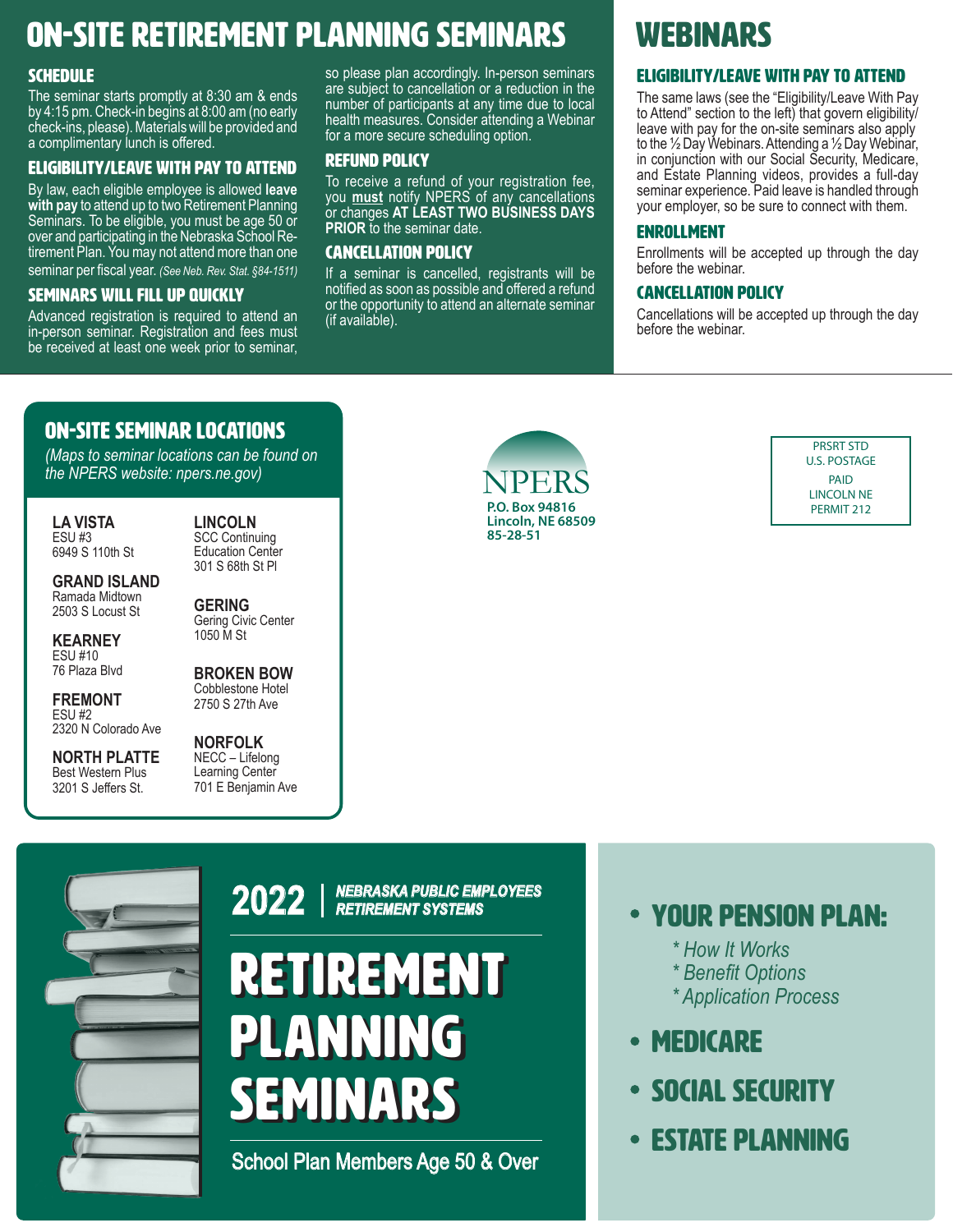# ON-SITE RETIREMENT PLANNING SEMINARS

## SCHEDULE

The seminar starts promptly at 8:30 am & ends by 4:15 pm. Check-in begins at 8:00 am (no early check-ins, please). Materials will be provided and a complimentary lunch is offered.

## ELIGIBILITY/LEAVE WITH PAY TO ATTEND

By law, each eligible employee is allowed **leave with pay** to attend up to two Retirement Planning Seminars. To be eligible, you must be age 50 or over and participating in the Nebraska School Retirement Plan. You may not attend more than one seminar per fiscal year. *(See Neb. Rev. Stat. §84-1511)*

## SEMINARS WILL FILL UP QUICKLY

Advanced registration is required to attend an in-person seminar. Registration and fees must be received at least one week prior to seminar, so please plan accordingly. In-person seminars are subject to cancellation or a reduction in the number of participants at any time due to local health measures. Consider attending a Webinar for a more secure scheduling option.

## REFUND POLICY

To receive a refund of your registration fee, you **must** notify NPERS of any cancellations or changes **AT LEAST TWO BUSINESS DAYS PRIOR** to the seminar date.

## CANCELLATION POLICY

If a seminar is cancelled, registrants will be notified as soon as possible and offered a refund or the opportunity to attend an alternate seminar (if available).

# WEBINARS

## ELIGIBILITY/LEAVE WITH PAY TO ATTEND

The same laws (see the "Eligibility/Leave With Pay to Attend" section to the left) that govern eligibility/leave with pay for the on-site seminars also apply to the ½ Day Webinars. Attending a ½ Day Webinar, in conjunction with our Social Security, Medicare, and Estate Planning videos, provides a full-day seminar experience. Paid leave is handled through your employer, so be sure to connect with them.

## ENROLLMENT

Enrollments will be accepted up through the day before the webinar.

## CANCELLATION POLICY

Cancellations will be accepted up through the day before the webinar.

## ON-SITE SEMINAR LOCATIONS

*(Maps to seminar locations can be found on the NPERS website: npers.ne.gov)*

**LA VISTA**
ESU #3
6949 S 110th St

**GRAND ISLAND**
Ramada Midtown
2503 S Locust St

**KEARNEY**
ESU #10
76 Plaza Blvd

**FREMONT**
ESU #2
2320 N Colorado Ave

**NORTH PLATTE**
Best Western Plus
3201 S Jeffers St.

**LINCOLN**
SCC Continuing Education Center
301 S 68th St Pl

**GERING**
Gering Civic Center
1050 M St

**BROKEN BOW**
Cobblestone Hotel
2750 S 27th Ave

**NORFOLK**
NECC – Lifelong Learning Center
701 E Benjamin Ave

NPERS
P.O. Box 94816
Lincoln, NE 68509
85-28-51

PRSRT STD
U.S. POSTAGE
PAID
LINCOLN NE
PERMIT 212

**2022** | *NEBRASKA PUBLIC EMPLOYEES RETIREMENT SYSTEMS*

# RETIREMENT PLANNING SEMINARS

School Plan Members Age 50 & Over

- **YOUR PENSION PLAN:**
  - *\* How It Works*
  - *\* Benefit Options*
  - *\* Application Process*
- **MEDICARE**
- **SOCIAL SECURITY**
- **ESTATE PLANNING**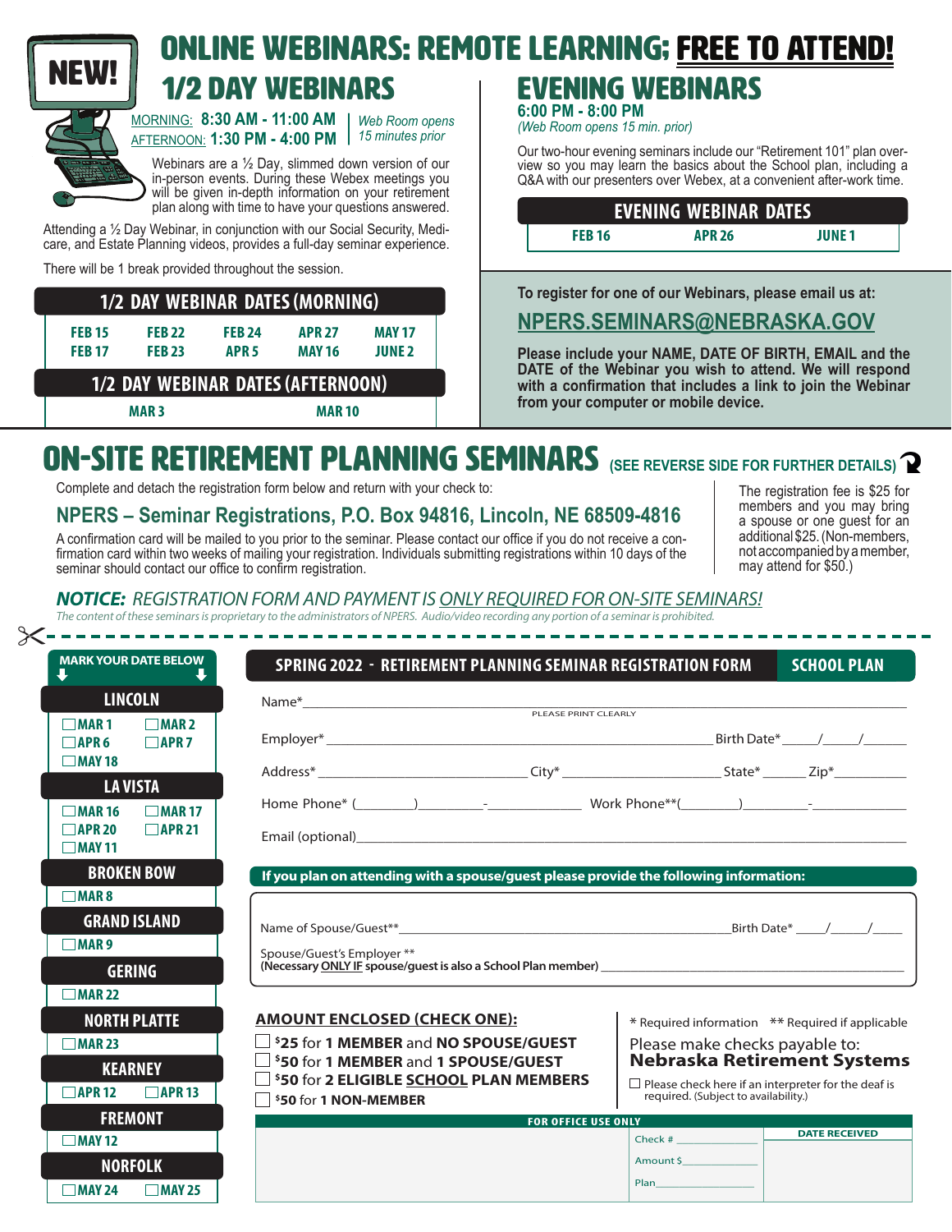NEW!

# ONLINE WEBINARS: REMOTE LEARNING; FREE TO ATTEND!

## 1/2 DAY WEBINARS

MORNING: **8:30 AM - 11:00 AM**
AFTERNOON: **1:30 PM - 4:00 PM**

*Web Room opens 15 minutes prior*

Webinars are a ½ Day, slimmed down version of our in-person events. During these Webex meetings you will be given in-depth information on your retirement plan along with time to have your questions answered.

Attending a ½ Day Webinar, in conjunction with our Social Security, Medicare, and Estate Planning videos, provides a full-day seminar experience.

There will be 1 break provided throughout the session.

| 1/2 DAY WEBINAR DATES (MORNING) | | | | |
|---|---|---|---|---|
| FEB 15 | FEB 22 | FEB 24 | APR 27 | MAY 17 |
| FEB 17 | FEB 23 | APR 5 | MAY 16 | JUNE 2 |

| 1/2 DAY WEBINAR DATES (AFTERNOON) | |
|---|---|
| MAR 3 | MAR 10 |

## EVENING WEBINARS

**6:00 PM - 8:00 PM**
*(Web Room opens 15 min. prior)*

Our two-hour evening seminars include our "Retirement 101" plan overview so you may learn the basics about the School plan, including a Q&A with our presenters over Webex, at a convenient after-work time.

| EVENING WEBINAR DATES | | |
|---|---|---|
| FEB 16 | APR 26 | JUNE 1 |

**To register for one of our Webinars, please email us at:**

**NPERS.SEMINARS@NEBRASKA.GOV**

**Please include your NAME, DATE OF BIRTH, EMAIL and the DATE of the Webinar you wish to attend. We will respond with a confirmation that includes a link to join the Webinar from your computer or mobile device.**

# ON-SITE RETIREMENT PLANNING SEMINARS (SEE REVERSE SIDE FOR FURTHER DETAILS)

Complete and detach the registration form below and return with your check to:

**NPERS – Seminar Registrations, P.O. Box 94816, Lincoln, NE 68509-4816**

A confirmation card will be mailed to you prior to the seminar. Please contact our office if you do not receive a confirmation card within two weeks of mailing your registration. Individuals submitting registrations within 10 days of the seminar should contact our office to confirm registration.

The registration fee is $25 for members and you may bring a spouse or one guest for an additional $25. (Non-members, not accompanied by a member, may attend for $50.)

***NOTICE:*** *REGISTRATION FORM AND PAYMENT IS ONLY REQUIRED FOR ON-SITE SEMINARS!*

*The content of these seminars is proprietary to the administrators of NPERS. Audio/video recording any portion of a seminar is prohibited.*

---

**MARK YOUR DATE BELOW**

**LINCOLN**
- ☐ MAR 1 ☐ MAR 2
- ☐ APR 6 ☐ APR 7
- ☐ MAY 18

**LA VISTA**
- ☐ MAR 16 ☐ MAR 17
- ☐ APR 20 ☐ APR 21
- ☐ MAY 11

**BROKEN BOW**
- ☐ MAR 8

**GRAND ISLAND**
- ☐ MAR 9

**GERING**
- ☐ MAR 22

**NORTH PLATTE**
- ☐ MAR 23

**KEARNEY**
- ☐ APR 12 ☐ APR 13

**FREMONT**
- ☐ MAY 12

**NORFOLK**
- ☐ MAY 24 ☐ MAY 25

## SPRING 2022 - RETIREMENT PLANNING SEMINAR REGISTRATION FORM — SCHOOL PLAN

Name* ____________________ (PLEASE PRINT CLEARLY)

Employer* ____________________ Birth Date* ____/____/____

Address* ____________________ City* ____________ State* ______ Zip* ________

Home Phone* (______)______-________ Work Phone**(______)______-________

Email (optional) ____________________

**If you plan on attending with a spouse/guest please provide the following information:**

Name of Spouse/Guest** ____________________ Birth Date* ____/____/____

Spouse/Guest's Employer **
**(Necessary ONLY IF spouse/guest is also a School Plan member)** ____________________

**AMOUNT ENCLOSED (CHECK ONE):**

- ☐ **$25** for **1 MEMBER** and **NO SPOUSE/GUEST**
- ☐ **$50** for **1 MEMBER** and **1 SPOUSE/GUEST**
- ☐ **$50** for **2 ELIGIBLE SCHOOL PLAN MEMBERS**
- ☐ **$50** for **1 NON-MEMBER**

\* Required information ** Required if applicable

Please make checks payable to:
**Nebraska Retirement Systems**

☐ Please check here if an interpreter for the deaf is required. (Subject to availability.)

**FOR OFFICE USE ONLY**

Check # ________
Amount $ ________
Plan ________

DATE RECEIVED